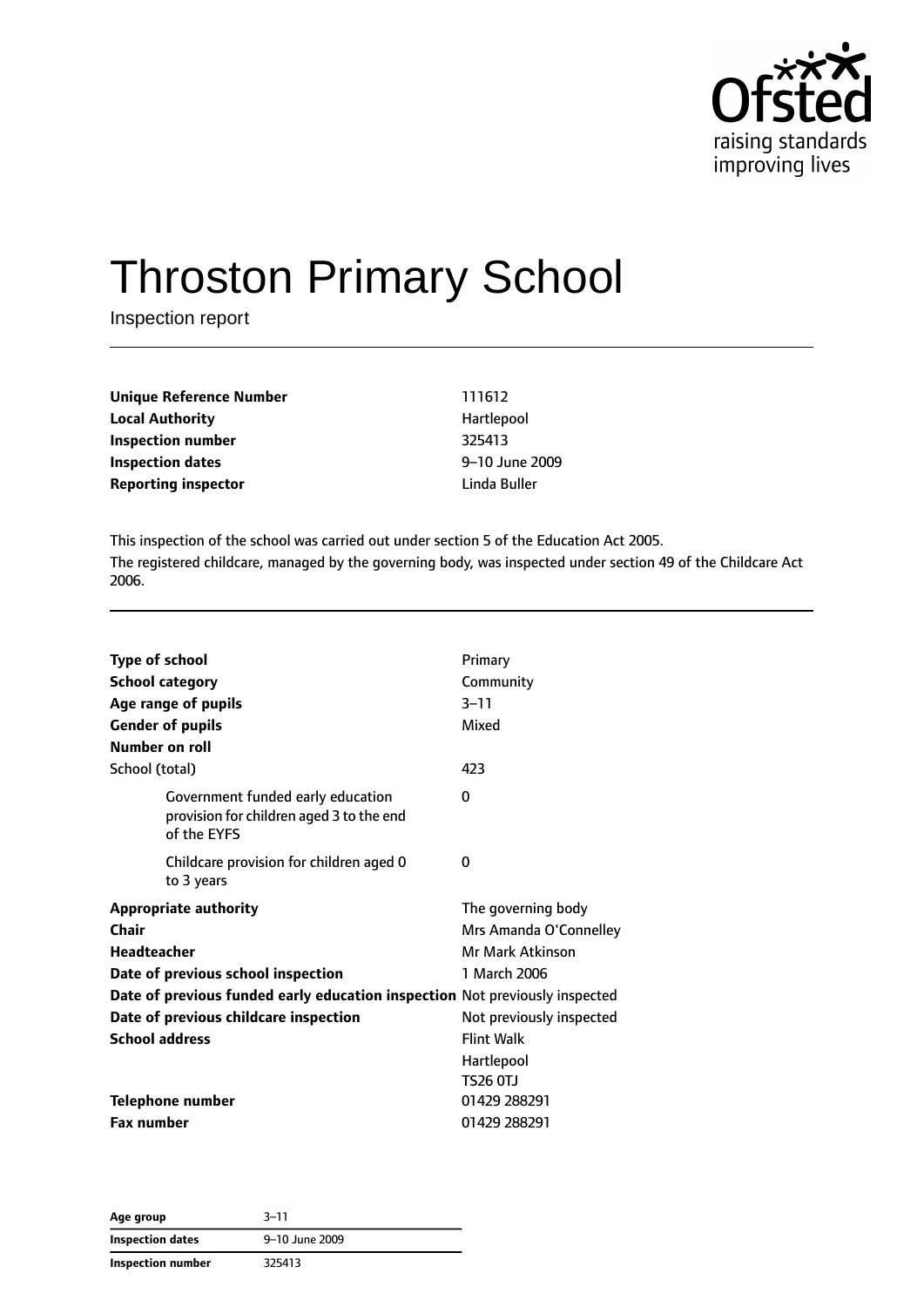Ofsted
raising standards
improving lives

# Throston Primary School

Inspection report

| | |
|---|---|
| **Unique Reference Number** | 111612 |
| **Local Authority** | Hartlepool |
| **Inspection number** | 325413 |
| **Inspection dates** | 9–10 June 2009 |
| **Reporting inspector** | Linda Buller |

This inspection of the school was carried out under section 5 of the Education Act 2005.

The registered childcare, managed by the governing body, was inspected under section 49 of the Childcare Act 2006.

| | |
|---|---|
| **Type of school** | Primary |
| **School category** | Community |
| **Age range of pupils** | 3–11 |
| **Gender of pupils** | Mixed |
| **Number on roll** | |
| School (total) | 423 |
| Government funded early education provision for children aged 3 to the end of the EYFS | 0 |
| Childcare provision for children aged 0 to 3 years | 0 |
| **Appropriate authority** | The governing body |
| **Chair** | Mrs Amanda O'Connelley |
| **Headteacher** | Mr Mark Atkinson |
| **Date of previous school inspection** | 1 March 2006 |
| **Date of previous funded early education inspection** | Not previously inspected |
| **Date of previous childcare inspection** | Not previously inspected |
| **School address** | Flint Walk<br>Hartlepool<br>TS26 0TJ |
| **Telephone number** | 01429 288291 |
| **Fax number** | 01429 288291 |

| | |
|---|---|
| **Age group** | 3–11 |
| **Inspection dates** | 9–10 June 2009 |
| **Inspection number** | 325413 |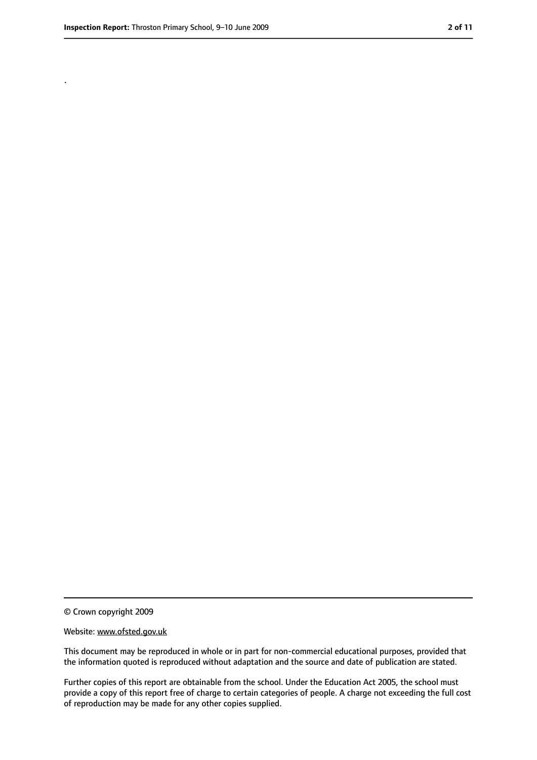.

© Crown copyright 2009

Website: www.ofsted.gov.uk

This document may be reproduced in whole or in part for non-commercial educational purposes, provided that the information quoted is reproduced without adaptation and the source and date of publication are stated.

Further copies of this report are obtainable from the school. Under the Education Act 2005, the school must provide a copy of this report free of charge to certain categories of people. A charge not exceeding the full cost of reproduction may be made for any other copies supplied.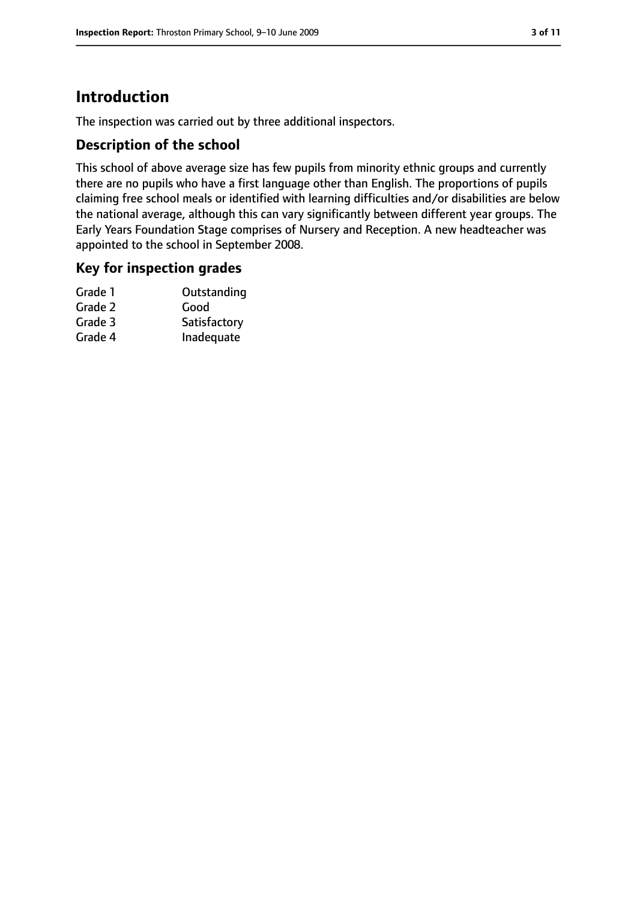# Introduction

The inspection was carried out by three additional inspectors.

## Description of the school

This school of above average size has few pupils from minority ethnic groups and currently there are no pupils who have a first language other than English. The proportions of pupils claiming free school meals or identified with learning difficulties and/or disabilities are below the national average, although this can vary significantly between different year groups. The Early Years Foundation Stage comprises of Nursery and Reception. A new headteacher was appointed to the school in September 2008.

## Key for inspection grades

| | |
|---|---|
| Grade 1 | Outstanding |
| Grade 2 | Good |
| Grade 3 | Satisfactory |
| Grade 4 | Inadequate |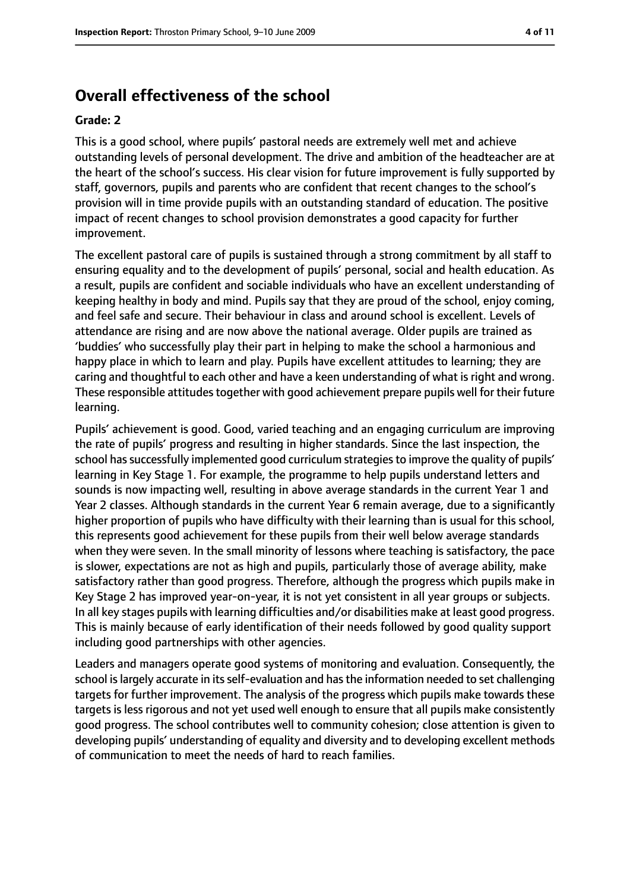## Overall effectiveness of the school

**Grade: 2**

This is a good school, where pupils' pastoral needs are extremely well met and achieve outstanding levels of personal development. The drive and ambition of the headteacher are at the heart of the school's success. His clear vision for future improvement is fully supported by staff, governors, pupils and parents who are confident that recent changes to the school's provision will in time provide pupils with an outstanding standard of education. The positive impact of recent changes to school provision demonstrates a good capacity for further improvement.

The excellent pastoral care of pupils is sustained through a strong commitment by all staff to ensuring equality and to the development of pupils' personal, social and health education. As a result, pupils are confident and sociable individuals who have an excellent understanding of keeping healthy in body and mind. Pupils say that they are proud of the school, enjoy coming, and feel safe and secure. Their behaviour in class and around school is excellent. Levels of attendance are rising and are now above the national average. Older pupils are trained as 'buddies' who successfully play their part in helping to make the school a harmonious and happy place in which to learn and play. Pupils have excellent attitudes to learning; they are caring and thoughtful to each other and have a keen understanding of what is right and wrong. These responsible attitudes together with good achievement prepare pupils well for their future learning.

Pupils' achievement is good. Good, varied teaching and an engaging curriculum are improving the rate of pupils' progress and resulting in higher standards. Since the last inspection, the school has successfully implemented good curriculum strategies to improve the quality of pupils' learning in Key Stage 1. For example, the programme to help pupils understand letters and sounds is now impacting well, resulting in above average standards in the current Year 1 and Year 2 classes. Although standards in the current Year 6 remain average, due to a significantly higher proportion of pupils who have difficulty with their learning than is usual for this school, this represents good achievement for these pupils from their well below average standards when they were seven. In the small minority of lessons where teaching is satisfactory, the pace is slower, expectations are not as high and pupils, particularly those of average ability, make satisfactory rather than good progress. Therefore, although the progress which pupils make in Key Stage 2 has improved year-on-year, it is not yet consistent in all year groups or subjects. In all key stages pupils with learning difficulties and/or disabilities make at least good progress. This is mainly because of early identification of their needs followed by good quality support including good partnerships with other agencies.

Leaders and managers operate good systems of monitoring and evaluation. Consequently, the school is largely accurate in its self-evaluation and has the information needed to set challenging targets for further improvement. The analysis of the progress which pupils make towards these targets is less rigorous and not yet used well enough to ensure that all pupils make consistently good progress. The school contributes well to community cohesion; close attention is given to developing pupils' understanding of equality and diversity and to developing excellent methods of communication to meet the needs of hard to reach families.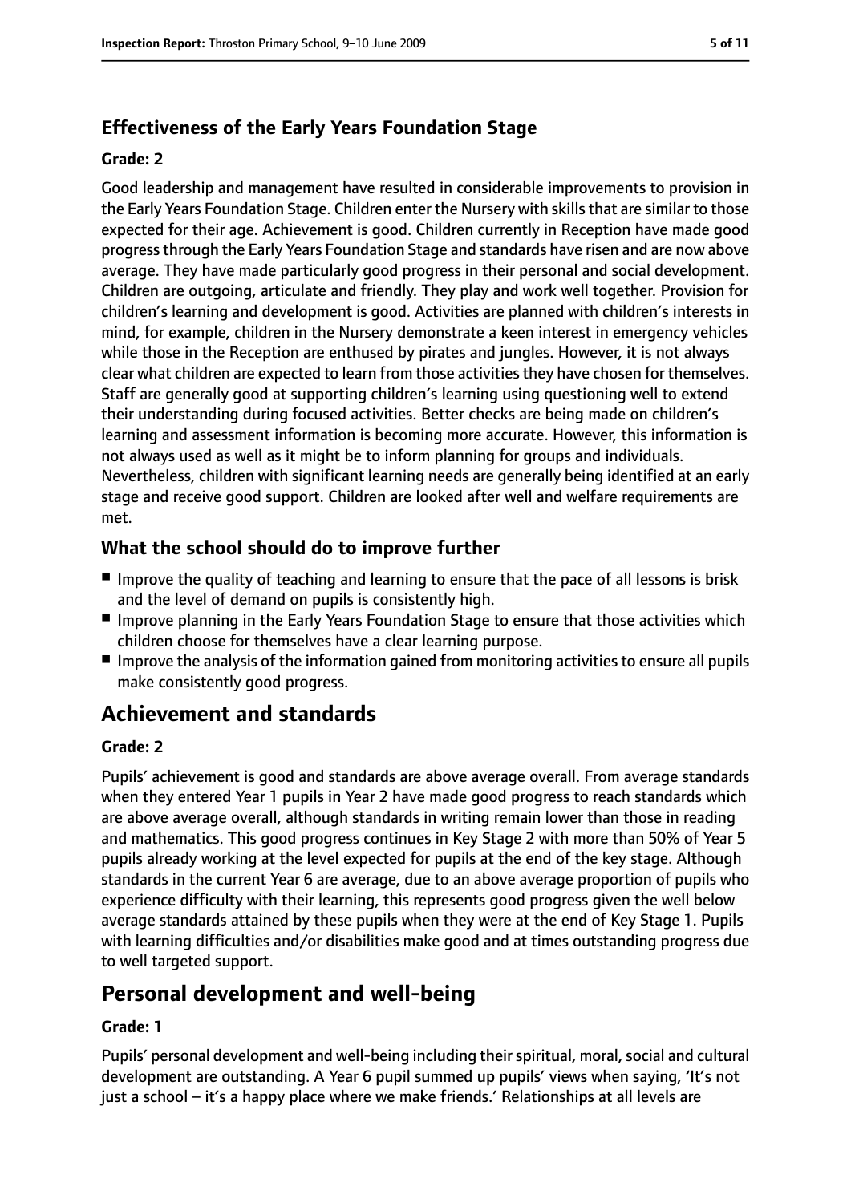### Effectiveness of the Early Years Foundation Stage

#### Grade: 2

Good leadership and management have resulted in considerable improvements to provision in the Early Years Foundation Stage. Children enter the Nursery with skills that are similar to those expected for their age. Achievement is good. Children currently in Reception have made good progress through the Early Years Foundation Stage and standards have risen and are now above average. They have made particularly good progress in their personal and social development. Children are outgoing, articulate and friendly. They play and work well together. Provision for children's learning and development is good. Activities are planned with children's interests in mind, for example, children in the Nursery demonstrate a keen interest in emergency vehicles while those in the Reception are enthused by pirates and jungles. However, it is not always clear what children are expected to learn from those activities they have chosen for themselves. Staff are generally good at supporting children's learning using questioning well to extend their understanding during focused activities. Better checks are being made on children's learning and assessment information is becoming more accurate. However, this information is not always used as well as it might be to inform planning for groups and individuals. Nevertheless, children with significant learning needs are generally being identified at an early stage and receive good support. Children are looked after well and welfare requirements are met.

### What the school should do to improve further

- Improve the quality of teaching and learning to ensure that the pace of all lessons is brisk and the level of demand on pupils is consistently high.
- Improve planning in the Early Years Foundation Stage to ensure that those activities which children choose for themselves have a clear learning purpose.
- Improve the analysis of the information gained from monitoring activities to ensure all pupils make consistently good progress.

## Achievement and standards

#### Grade: 2

Pupils' achievement is good and standards are above average overall. From average standards when they entered Year 1 pupils in Year 2 have made good progress to reach standards which are above average overall, although standards in writing remain lower than those in reading and mathematics. This good progress continues in Key Stage 2 with more than 50% of Year 5 pupils already working at the level expected for pupils at the end of the key stage. Although standards in the current Year 6 are average, due to an above average proportion of pupils who experience difficulty with their learning, this represents good progress given the well below average standards attained by these pupils when they were at the end of Key Stage 1. Pupils with learning difficulties and/or disabilities make good and at times outstanding progress due to well targeted support.

## Personal development and well-being

#### Grade: 1

Pupils' personal development and well-being including their spiritual, moral, social and cultural development are outstanding. A Year 6 pupil summed up pupils' views when saying, 'It's not just a school – it's a happy place where we make friends.' Relationships at all levels are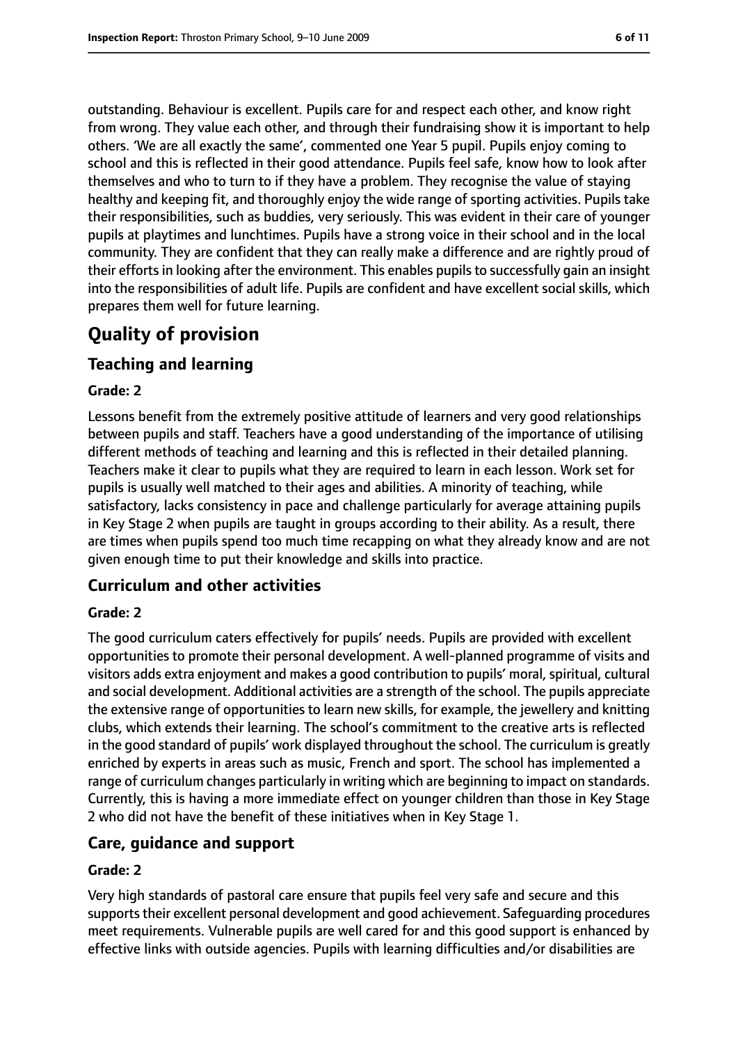outstanding. Behaviour is excellent. Pupils care for and respect each other, and know right from wrong. They value each other, and through their fundraising show it is important to help others. 'We are all exactly the same', commented one Year 5 pupil. Pupils enjoy coming to school and this is reflected in their good attendance. Pupils feel safe, know how to look after themselves and who to turn to if they have a problem. They recognise the value of staying healthy and keeping fit, and thoroughly enjoy the wide range of sporting activities. Pupils take their responsibilities, such as buddies, very seriously. This was evident in their care of younger pupils at playtimes and lunchtimes. Pupils have a strong voice in their school and in the local community. They are confident that they can really make a difference and are rightly proud of their efforts in looking after the environment. This enables pupils to successfully gain an insight into the responsibilities of adult life. Pupils are confident and have excellent social skills, which prepares them well for future learning.

# Quality of provision

## Teaching and learning

**Grade: 2**

Lessons benefit from the extremely positive attitude of learners and very good relationships between pupils and staff. Teachers have a good understanding of the importance of utilising different methods of teaching and learning and this is reflected in their detailed planning. Teachers make it clear to pupils what they are required to learn in each lesson. Work set for pupils is usually well matched to their ages and abilities. A minority of teaching, while satisfactory, lacks consistency in pace and challenge particularly for average attaining pupils in Key Stage 2 when pupils are taught in groups according to their ability. As a result, there are times when pupils spend too much time recapping on what they already know and are not given enough time to put their knowledge and skills into practice.

## Curriculum and other activities

**Grade: 2**

The good curriculum caters effectively for pupils' needs. Pupils are provided with excellent opportunities to promote their personal development. A well-planned programme of visits and visitors adds extra enjoyment and makes a good contribution to pupils' moral, spiritual, cultural and social development. Additional activities are a strength of the school. The pupils appreciate the extensive range of opportunities to learn new skills, for example, the jewellery and knitting clubs, which extends their learning. The school's commitment to the creative arts is reflected in the good standard of pupils' work displayed throughout the school. The curriculum is greatly enriched by experts in areas such as music, French and sport. The school has implemented a range of curriculum changes particularly in writing which are beginning to impact on standards. Currently, this is having a more immediate effect on younger children than those in Key Stage 2 who did not have the benefit of these initiatives when in Key Stage 1.

## Care, guidance and support

**Grade: 2**

Very high standards of pastoral care ensure that pupils feel very safe and secure and this supports their excellent personal development and good achievement. Safeguarding procedures meet requirements. Vulnerable pupils are well cared for and this good support is enhanced by effective links with outside agencies. Pupils with learning difficulties and/or disabilities are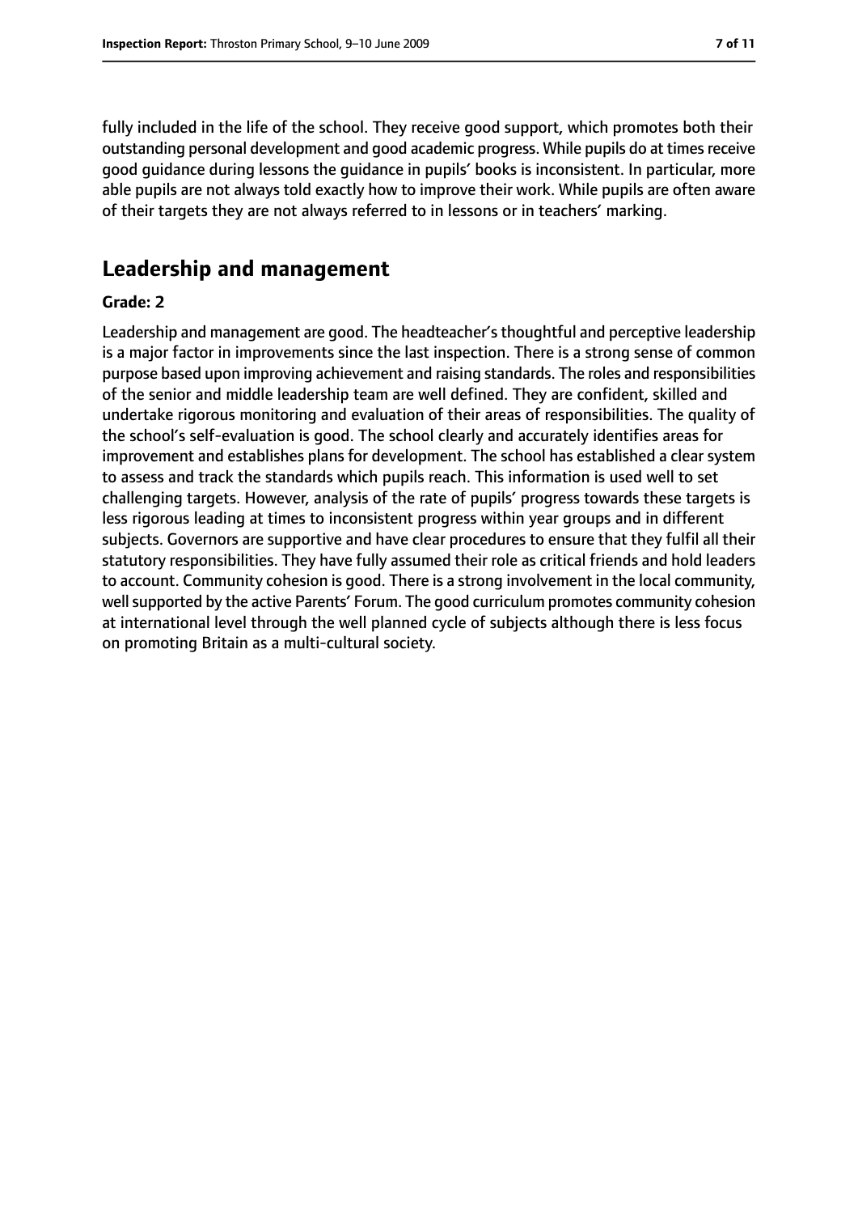fully included in the life of the school. They receive good support, which promotes both their outstanding personal development and good academic progress. While pupils do at times receive good guidance during lessons the guidance in pupils' books is inconsistent. In particular, more able pupils are not always told exactly how to improve their work. While pupils are often aware of their targets they are not always referred to in lessons or in teachers' marking.

## Leadership and management

**Grade: 2**

Leadership and management are good. The headteacher's thoughtful and perceptive leadership is a major factor in improvements since the last inspection. There is a strong sense of common purpose based upon improving achievement and raising standards. The roles and responsibilities of the senior and middle leadership team are well defined. They are confident, skilled and undertake rigorous monitoring and evaluation of their areas of responsibilities. The quality of the school's self-evaluation is good. The school clearly and accurately identifies areas for improvement and establishes plans for development. The school has established a clear system to assess and track the standards which pupils reach. This information is used well to set challenging targets. However, analysis of the rate of pupils' progress towards these targets is less rigorous leading at times to inconsistent progress within year groups and in different subjects. Governors are supportive and have clear procedures to ensure that they fulfil all their statutory responsibilities. They have fully assumed their role as critical friends and hold leaders to account. Community cohesion is good. There is a strong involvement in the local community, well supported by the active Parents' Forum. The good curriculum promotes community cohesion at international level through the well planned cycle of subjects although there is less focus on promoting Britain as a multi-cultural society.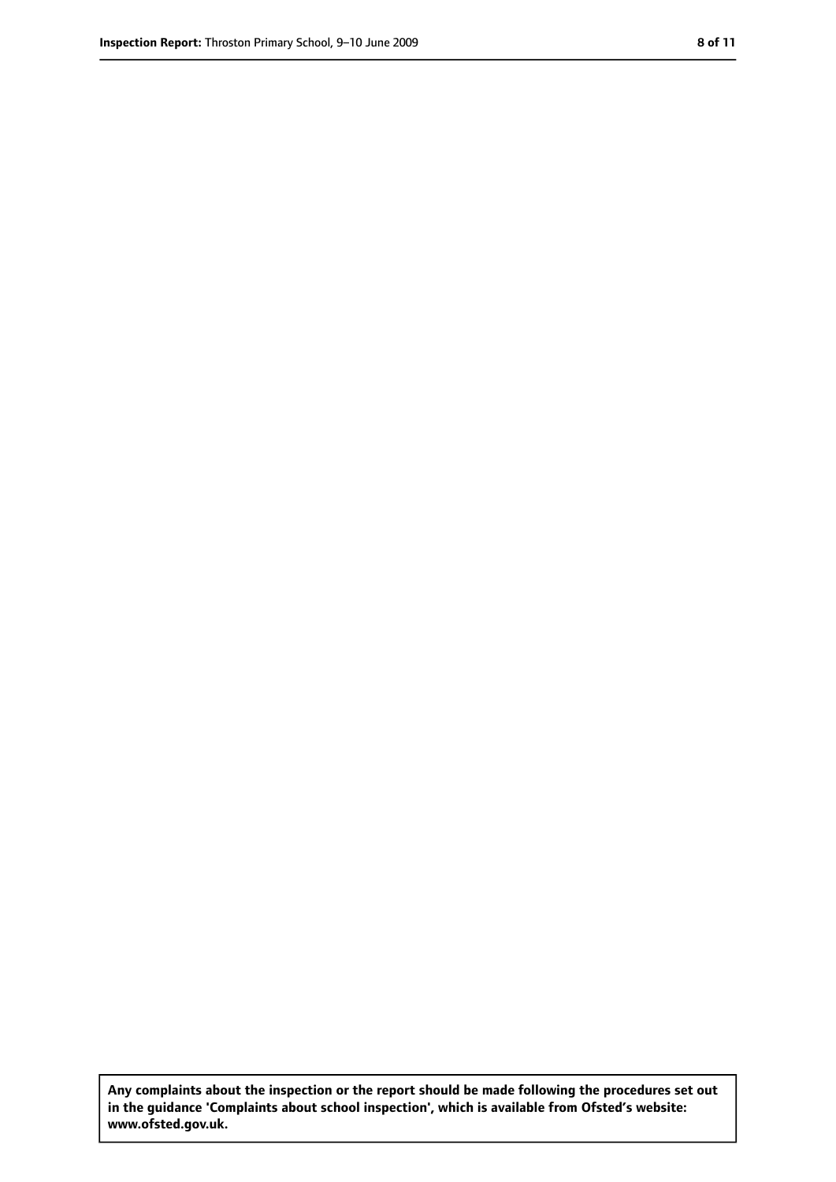**Any complaints about the inspection or the report should be made following the procedures set out in the guidance 'Complaints about school inspection', which is available from Ofsted's website: www.ofsted.gov.uk.**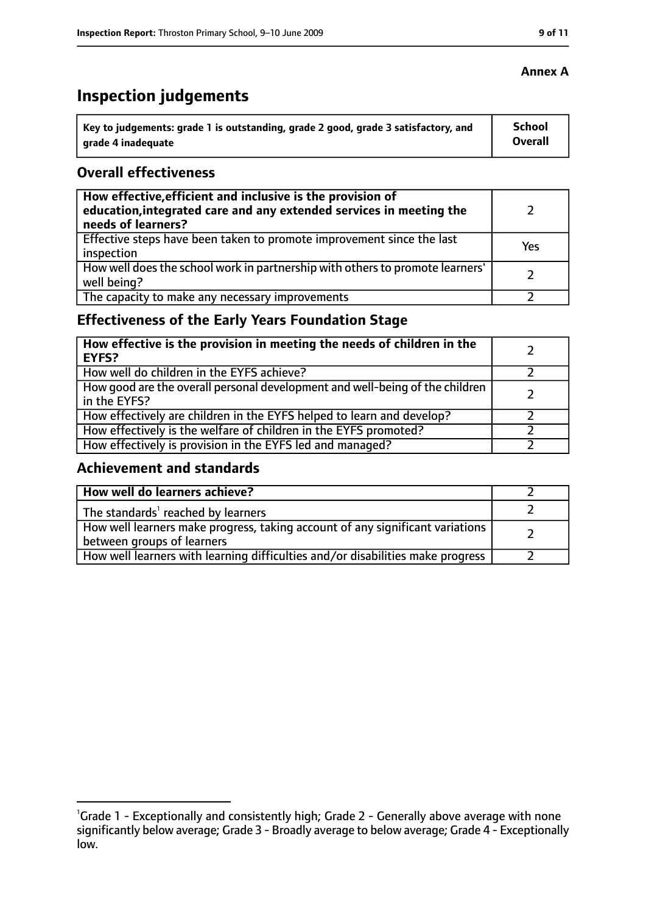**Annex A**

# Inspection judgements

| Key to judgements: grade 1 is outstanding, grade 2 good, grade 3 satisfactory, and grade 4 inadequate | School Overall |
|---|---|

## Overall effectiveness

| | |
|---|---|
| **How effective, efficient and inclusive is the provision of education, integrated care and any extended services in meeting the needs of learners?** | 2 |
| Effective steps have been taken to promote improvement since the last inspection | Yes |
| How well does the school work in partnership with others to promote learners' well being? | 2 |
| The capacity to make any necessary improvements | 2 |

## Effectiveness of the Early Years Foundation Stage

| | |
|---|---|
| **How effective is the provision in meeting the needs of children in the EYFS?** | 2 |
| How well do children in the EYFS achieve? | 2 |
| How good are the overall personal development and well-being of the children in the EYFS? | 2 |
| How effectively are children in the EYFS helped to learn and develop? | 2 |
| How effectively is the welfare of children in the EYFS promoted? | 2 |
| How effectively is provision in the EYFS led and managed? | 2 |

## Achievement and standards

| | |
|---|---|
| **How well do learners achieve?** | 2 |
| The standards[1] reached by learners | 2 |
| How well learners make progress, taking account of any significant variations between groups of learners | 2 |
| How well learners with learning difficulties and/or disabilities make progress | 2 |

[1]Grade 1 - Exceptionally and consistently high; Grade 2 - Generally above average with none significantly below average; Grade 3 - Broadly average to below average; Grade 4 - Exceptionally low.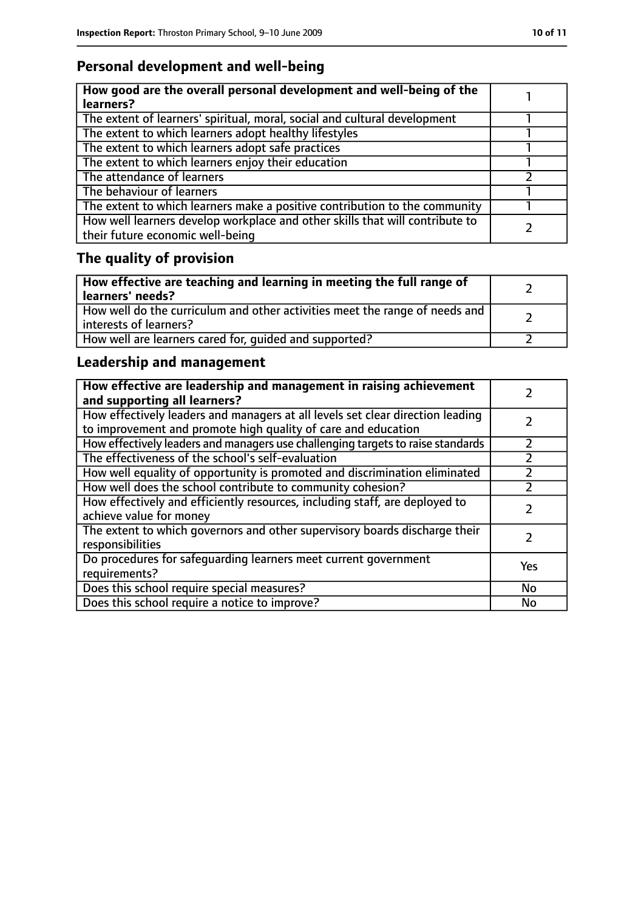## Personal development and well-being

| How good are the overall personal development and well-being of the learners? | 1 |
|---|---|
| The extent of learners' spiritual, moral, social and cultural development | 1 |
| The extent to which learners adopt healthy lifestyles | 1 |
| The extent to which learners adopt safe practices | 1 |
| The extent to which learners enjoy their education | 1 |
| The attendance of learners | 2 |
| The behaviour of learners | 1 |
| The extent to which learners make a positive contribution to the community | 1 |
| How well learners develop workplace and other skills that will contribute to their future economic well-being | 2 |

## The quality of provision

| How effective are teaching and learning in meeting the full range of learners' needs? | 2 |
|---|---|
| How well do the curriculum and other activities meet the range of needs and interests of learners? | 2 |
| How well are learners cared for, guided and supported? | 2 |

## Leadership and management

| How effective are leadership and management in raising achievement and supporting all learners? | 2 |
|---|---|
| How effectively leaders and managers at all levels set clear direction leading to improvement and promote high quality of care and education | 2 |
| How effectively leaders and managers use challenging targets to raise standards | 2 |
| The effectiveness of the school's self-evaluation | 2 |
| How well equality of opportunity is promoted and discrimination eliminated | 2 |
| How well does the school contribute to community cohesion? | 2 |
| How effectively and efficiently resources, including staff, are deployed to achieve value for money | 2 |
| The extent to which governors and other supervisory boards discharge their responsibilities | 2 |
| Do procedures for safeguarding learners meet current government requirements? | Yes |
| Does this school require special measures? | No |
| Does this school require a notice to improve? | No |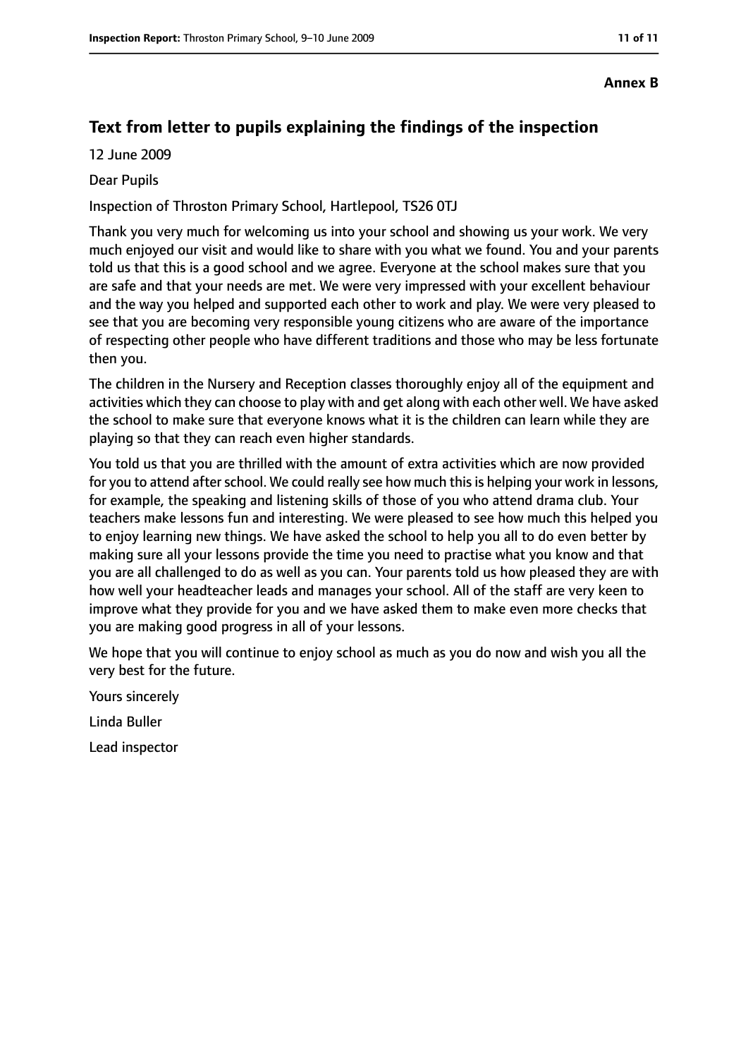**Annex B**

## Text from letter to pupils explaining the findings of the inspection

12 June 2009

Dear Pupils

Inspection of Throston Primary School, Hartlepool, TS26 0TJ

Thank you very much for welcoming us into your school and showing us your work. We very much enjoyed our visit and would like to share with you what we found. You and your parents told us that this is a good school and we agree. Everyone at the school makes sure that you are safe and that your needs are met. We were very impressed with your excellent behaviour and the way you helped and supported each other to work and play. We were very pleased to see that you are becoming very responsible young citizens who are aware of the importance of respecting other people who have different traditions and those who may be less fortunate then you.

The children in the Nursery and Reception classes thoroughly enjoy all of the equipment and activities which they can choose to play with and get along with each other well. We have asked the school to make sure that everyone knows what it is the children can learn while they are playing so that they can reach even higher standards.

You told us that you are thrilled with the amount of extra activities which are now provided for you to attend after school. We could really see how much this is helping your work in lessons, for example, the speaking and listening skills of those of you who attend drama club. Your teachers make lessons fun and interesting. We were pleased to see how much this helped you to enjoy learning new things. We have asked the school to help you all to do even better by making sure all your lessons provide the time you need to practise what you know and that you are all challenged to do as well as you can. Your parents told us how pleased they are with how well your headteacher leads and manages your school. All of the staff are very keen to improve what they provide for you and we have asked them to make even more checks that you are making good progress in all of your lessons.

We hope that you will continue to enjoy school as much as you do now and wish you all the very best for the future.

Yours sincerely

Linda Buller

Lead inspector